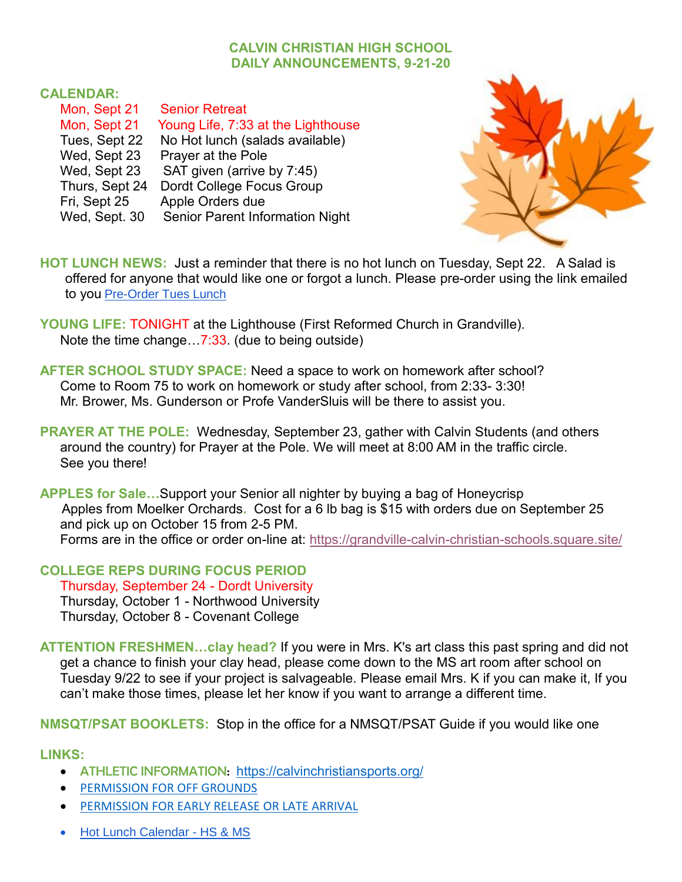# CALVIN CHRISTIAN HIGH SCHOOL
## DAILY ANNOUNCEMENTS, 9-21-20

**CALENDAR:**

| | |
|---|---|
| Mon, Sept 21 | Senior Retreat |
| Mon, Sept 21 | Young Life, 7:33 at the Lighthouse |
| Tues, Sept 22 | No Hot lunch (salads available) |
| Wed, Sept 23 | Prayer at the Pole |
| Wed, Sept 23 | SAT given (arrive by 7:45) |
| Thurs, Sept 24 | Dordt College Focus Group |
| Fri, Sept 25 | Apple Orders due |
| Wed, Sept. 30 | Senior Parent Information Night |

**HOT LUNCH NEWS:** Just a reminder that there is no hot lunch on Tuesday, Sept 22. A Salad is offered for anyone that would like one or forgot a lunch. Please pre-order using the link emailed to you Pre-Order Tues Lunch

**YOUNG LIFE:** TONIGHT at the Lighthouse (First Reformed Church in Grandville). Note the time change…7:33. (due to being outside)

**AFTER SCHOOL STUDY SPACE:** Need a space to work on homework after school? Come to Room 75 to work on homework or study after school, from 2:33- 3:30! Mr. Brower, Ms. Gunderson or Profe VanderSluis will be there to assist you.

**PRAYER AT THE POLE:** Wednesday, September 23, gather with Calvin Students (and others around the country) for Prayer at the Pole. We will meet at 8:00 AM in the traffic circle. See you there!

**APPLES for Sale…**Support your Senior all nighter by buying a bag of Honeycrisp Apples from Moelker Orchards. Cost for a 6 lb bag is $15 with orders due on September 25 and pick up on October 15 from 2-5 PM.
Forms are in the office or order on-line at: https://grandville-calvin-christian-schools.square.site/

**COLLEGE REPS DURING FOCUS PERIOD**

Thursday, September 24 - Dordt University
Thursday, October 1 - Northwood University
Thursday, October 8 - Covenant College

**ATTENTION FRESHMEN…clay head?** If you were in Mrs. K's art class this past spring and did not get a chance to finish your clay head, please come down to the MS art room after school on Tuesday 9/22 to see if your project is salvageable. Please email Mrs. K if you can make it, If you can't make those times, please let her know if you want to arrange a different time.

**NMSQT/PSAT BOOKLETS:** Stop in the office for a NMSQT/PSAT Guide if you would like one

**LINKS:**

- ATHLETIC INFORMATION: https://calvinchristiansports.org/
- PERMISSION FOR OFF GROUNDS
- PERMISSION FOR EARLY RELEASE OR LATE ARRIVAL
- Hot Lunch Calendar - HS & MS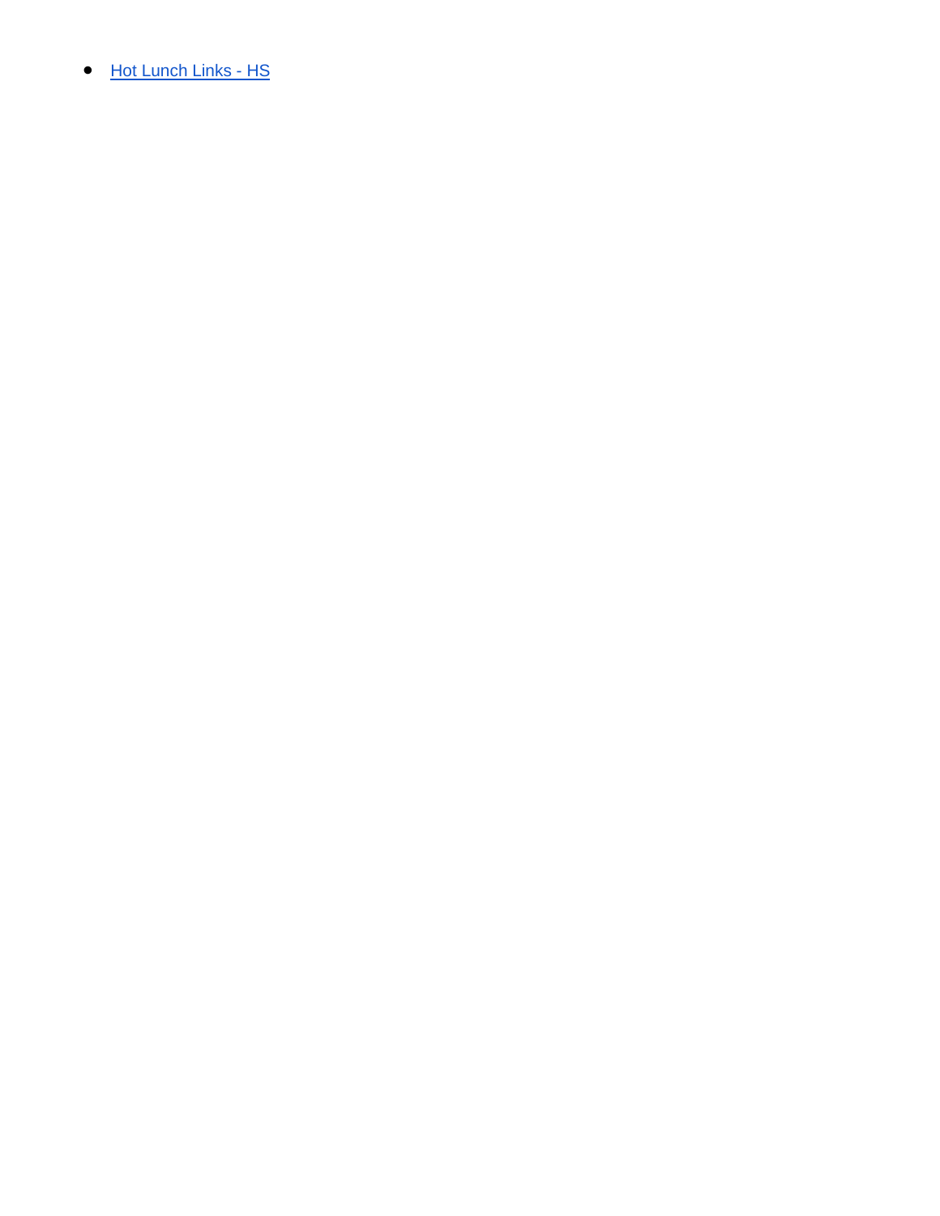- Hot Lunch Links - HS